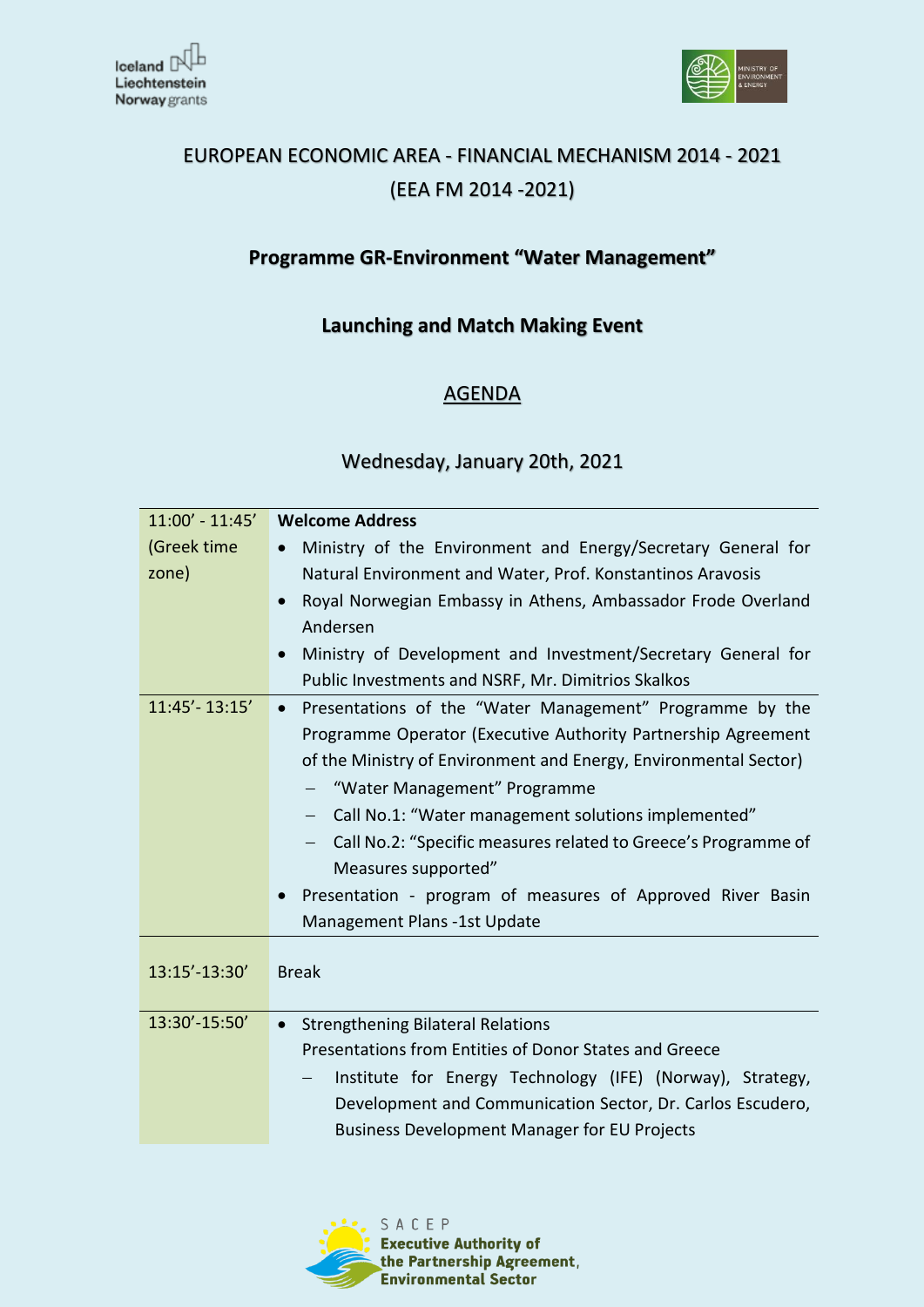# EUROPEAN ECONOMIC AREA - FINANCIAL MECHANISM 2014 - 2021
# (EEA FM 2014 -2021)

## Programme GR-Environment "Water Management"

## Launching and Match Making Event

## AGENDA

### Wednesday, January 20th, 2021

| | |
|---|---|
| 11:00' - 11:45' (Greek time zone) | **Welcome Address**<br>• Ministry of the Environment and Energy/Secretary General for Natural Environment and Water, Prof. Konstantinos Aravosis<br>• Royal Norwegian Embassy in Athens, Ambassador Frode Overland Andersen<br>• Ministry of Development and Investment/Secretary General for Public Investments and NSRF, Mr. Dimitrios Skalkos |
| 11:45'- 13:15' | • Presentations of the "Water Management" Programme by the Programme Operator (Executive Authority Partnership Agreement of the Ministry of Environment and Energy, Environmental Sector)<br>– "Water Management" Programme<br>– Call No.1: "Water management solutions implemented"<br>– Call No.2: "Specific measures related to Greece's Programme of Measures supported"<br>• Presentation - program of measures of Approved River Basin Management Plans -1st Update |
| 13:15'-13:30' | Break |
| 13:30'-15:50' | • Strengthening Bilateral Relations<br>Presentations from Entities of Donor States and Greece<br>– Institute for Energy Technology (IFE) (Norway), Strategy, Development and Communication Sector, Dr. Carlos Escudero, Business Development Manager for EU Projects |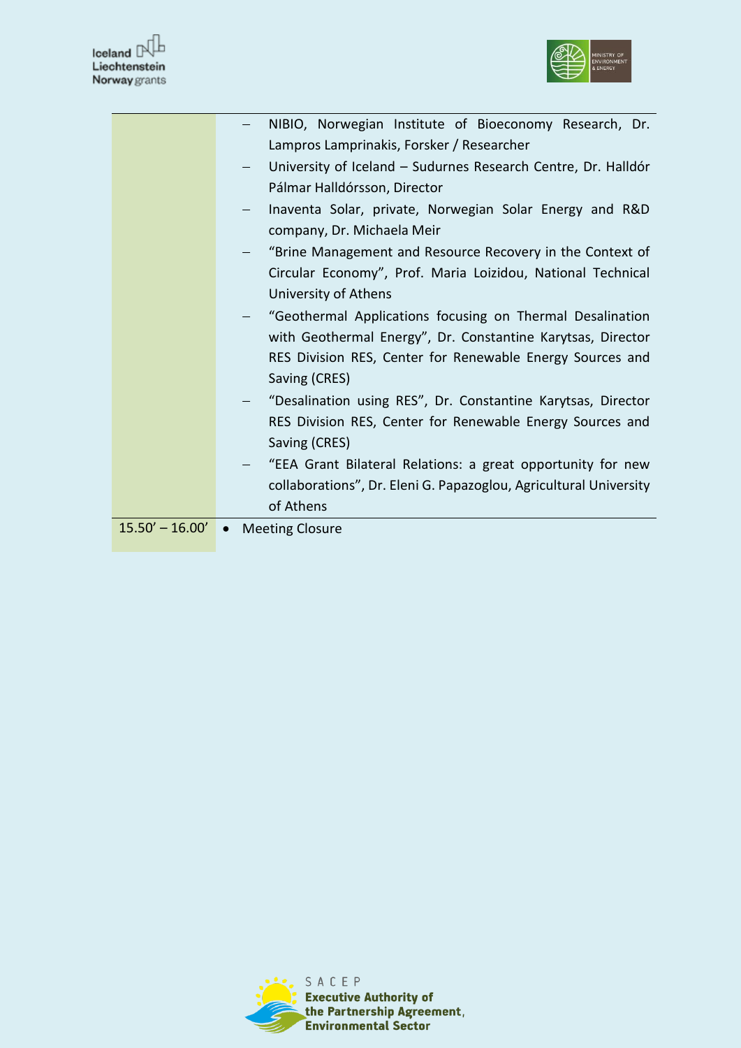| | |
|---|---|
| | – NIBIO, Norwegian Institute of Bioeconomy Research, Dr. Lampros Lamprinakis, Forsker / Researcher<br>– University of Iceland – Sudurnes Research Centre, Dr. Halldór Pálmar Halldórsson, Director<br>– Inaventa Solar, private, Norwegian Solar Energy and R&D company, Dr. Michaela Meir<br>– "Brine Management and Resource Recovery in the Context of Circular Economy", Prof. Maria Loizidou, National Technical University of Athens<br>– "Geothermal Applications focusing on Thermal Desalination with Geothermal Energy", Dr. Constantine Karytsas, Director RES Division RES, Center for Renewable Energy Sources and Saving (CRES)<br>– "Desalination using RES", Dr. Constantine Karytsas, Director RES Division RES, Center for Renewable Energy Sources and Saving (CRES)<br>– "EEA Grant Bilateral Relations: a great opportunity for new collaborations", Dr. Eleni G. Papazoglou, Agricultural University of Athens |
| 15.50' – 16.00' | • Meeting Closure |